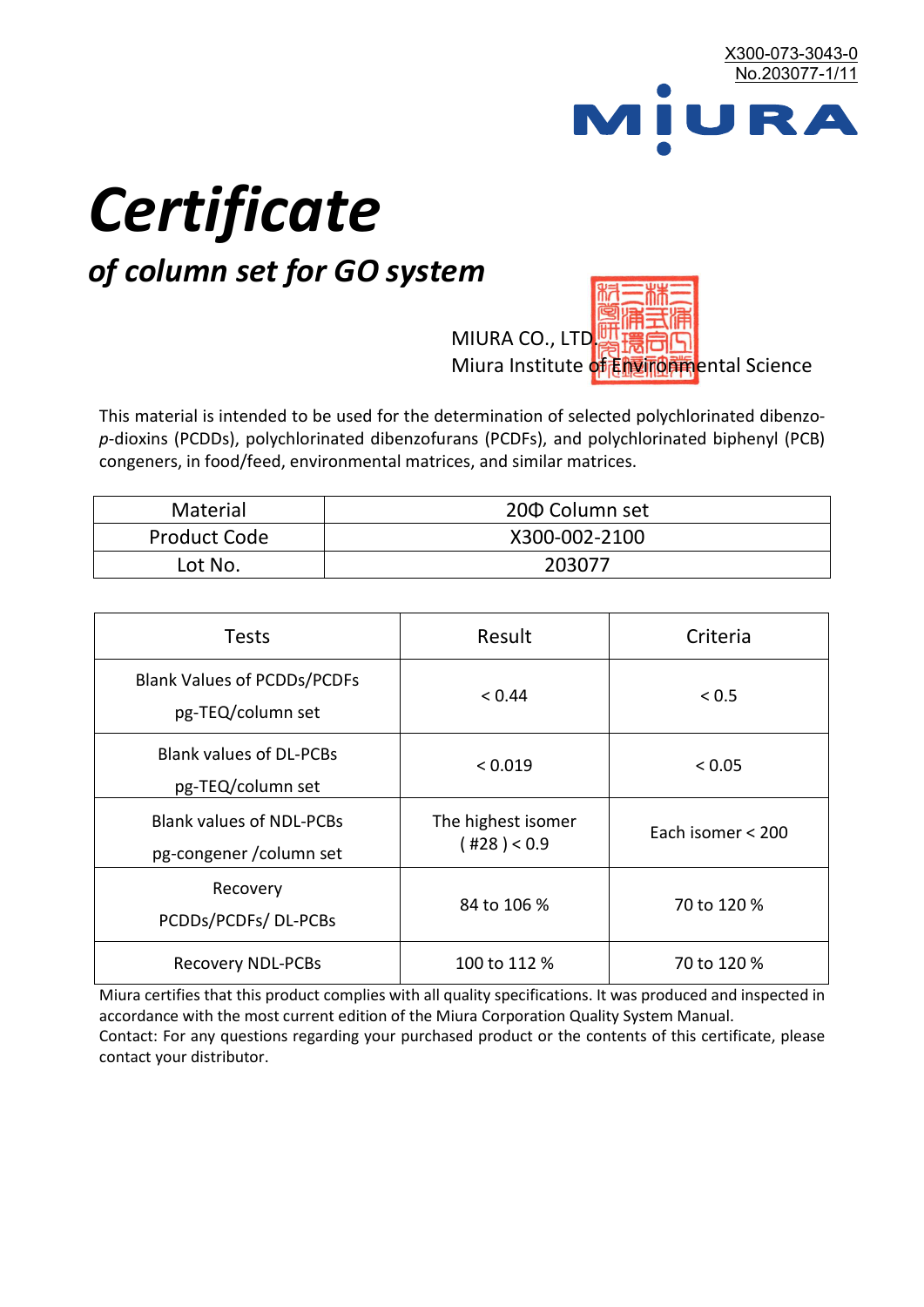X300-073-3043-0
No.203077-1/11

MIURA

# Certificate

## of column set for GO system

MIURA CO., LTD.
Miura Institute of Environmental Science

This material is intended to be used for the determination of selected polychlorinated dibenzo-*p*-dioxins (PCDDs), polychlorinated dibenzofurans (PCDFs), and polychlorinated biphenyl (PCB) congeners, in food/feed, environmental matrices, and similar matrices.

| | |
|---|---|
| Material | 20Φ Column set |
| Product Code | X300-002-2100 |
| Lot No. | 203077 |

| Tests | Result | Criteria |
|---|---|---|
| Blank Values of PCDDs/PCDFs pg-TEQ/column set | < 0.44 | < 0.5 |
| Blank values of DL-PCBs pg-TEQ/column set | < 0.019 | < 0.05 |
| Blank values of NDL-PCBs pg-congener /column set | The highest isomer ( #28 ) < 0.9 | Each isomer < 200 |
| Recovery PCDDs/PCDFs/ DL-PCBs | 84 to 106 % | 70 to 120 % |
| Recovery NDL-PCBs | 100 to 112 % | 70 to 120 % |

Miura certifies that this product complies with all quality specifications. It was produced and inspected in accordance with the most current edition of the Miura Corporation Quality System Manual.
Contact: For any questions regarding your purchased product or the contents of this certificate, please contact your distributor.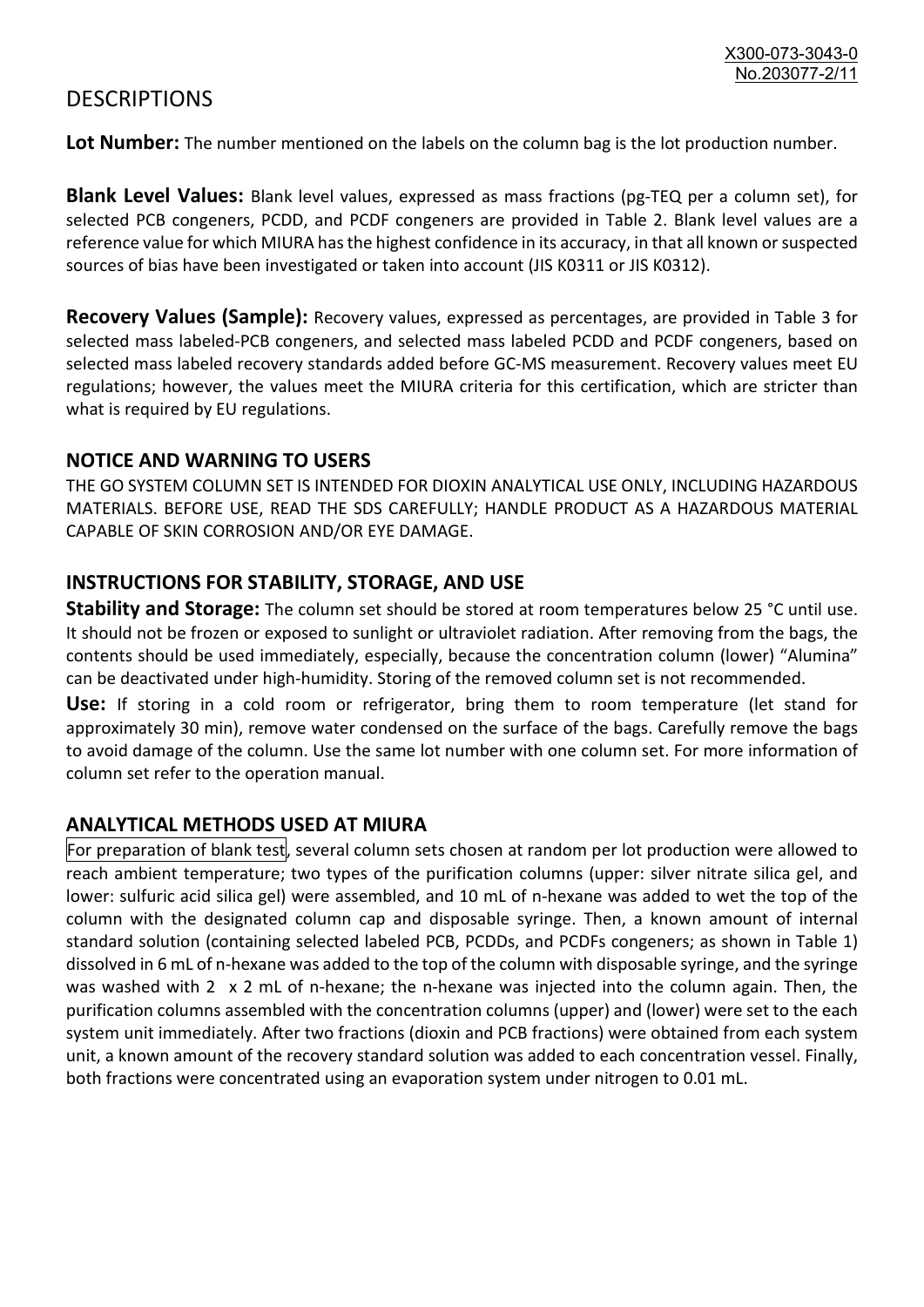# DESCRIPTIONS

**Lot Number:** The number mentioned on the labels on the column bag is the lot production number.

**Blank Level Values:** Blank level values, expressed as mass fractions (pg-TEQ per a column set), for selected PCB congeners, PCDD, and PCDF congeners are provided in Table 2. Blank level values are a reference value for which MIURA has the highest confidence in its accuracy, in that all known or suspected sources of bias have been investigated or taken into account (JIS K0311 or JIS K0312).

**Recovery Values (Sample):** Recovery values, expressed as percentages, are provided in Table 3 for selected mass labeled-PCB congeners, and selected mass labeled PCDD and PCDF congeners, based on selected mass labeled recovery standards added before GC-MS measurement. Recovery values meet EU regulations; however, the values meet the MIURA criteria for this certification, which are stricter than what is required by EU regulations.

## NOTICE AND WARNING TO USERS

THE GO SYSTEM COLUMN SET IS INTENDED FOR DIOXIN ANALYTICAL USE ONLY, INCLUDING HAZARDOUS MATERIALS. BEFORE USE, READ THE SDS CAREFULLY; HANDLE PRODUCT AS A HAZARDOUS MATERIAL CAPABLE OF SKIN CORROSION AND/OR EYE DAMAGE.

## INSTRUCTIONS FOR STABILITY, STORAGE, AND USE

**Stability and Storage:** The column set should be stored at room temperatures below 25 °C until use. It should not be frozen or exposed to sunlight or ultraviolet radiation. After removing from the bags, the contents should be used immediately, especially, because the concentration column (lower) "Alumina" can be deactivated under high-humidity. Storing of the removed column set is not recommended.

**Use:** If storing in a cold room or refrigerator, bring them to room temperature (let stand for approximately 30 min), remove water condensed on the surface of the bags. Carefully remove the bags to avoid damage of the column. Use the same lot number with one column set. For more information of column set refer to the operation manual.

## ANALYTICAL METHODS USED AT MIURA

For preparation of blank test, several column sets chosen at random per lot production were allowed to reach ambient temperature; two types of the purification columns (upper: silver nitrate silica gel, and lower: sulfuric acid silica gel) were assembled, and 10 mL of n-hexane was added to wet the top of the column with the designated column cap and disposable syringe. Then, a known amount of internal standard solution (containing selected labeled PCB, PCDDs, and PCDFs congeners; as shown in Table 1) dissolved in 6 mL of n-hexane was added to the top of the column with disposable syringe, and the syringe was washed with 2 x 2 mL of n-hexane; the n-hexane was injected into the column again. Then, the purification columns assembled with the concentration columns (upper) and (lower) were set to the each system unit immediately. After two fractions (dioxin and PCB fractions) were obtained from each system unit, a known amount of the recovery standard solution was added to each concentration vessel. Finally, both fractions were concentrated using an evaporation system under nitrogen to 0.01 mL.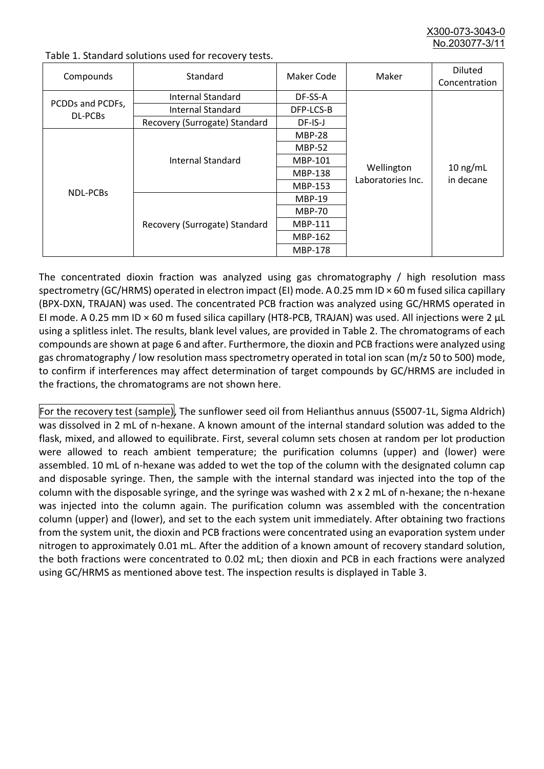Table 1. Standard solutions used for recovery tests.

| Compounds | Standard | Maker Code | Maker | Diluted Concentration |
|---|---|---|---|---|
| PCDDs and PCDFs, DL-PCBs | Internal Standard | DF-SS-A | Wellington Laboratories Inc. | 10 ng/mL in decane |
| | Internal Standard | DFP-LCS-B | | |
| | Recovery (Surrogate) Standard | DF-IS-J | | |
| NDL-PCBs | Internal Standard | MBP-28 | | |
| | | MBP-52 | | |
| | | MBP-101 | | |
| | | MBP-138 | | |
| | | MBP-153 | | |
| | Recovery (Surrogate) Standard | MBP-19 | | |
| | | MBP-70 | | |
| | | MBP-111 | | |
| | | MBP-162 | | |
| | | MBP-178 | | |

The concentrated dioxin fraction was analyzed using gas chromatography / high resolution mass spectrometry (GC/HRMS) operated in electron impact (EI) mode. A 0.25 mm ID × 60 m fused silica capillary (BPX-DXN, TRAJAN) was used. The concentrated PCB fraction was analyzed using GC/HRMS operated in EI mode. A 0.25 mm ID × 60 m fused silica capillary (HT8-PCB, TRAJAN) was used. All injections were 2 µL using a splitless inlet. The results, blank level values, are provided in Table 2. The chromatograms of each compounds are shown at page 6 and after. Furthermore, the dioxin and PCB fractions were analyzed using gas chromatography / low resolution mass spectrometry operated in total ion scan (m/z 50 to 500) mode, to confirm if interferences may affect determination of target compounds by GC/HRMS are included in the fractions, the chromatograms are not shown here.

For the recovery test (sample), The sunflower seed oil from Helianthus annuus (S5007-1L, Sigma Aldrich) was dissolved in 2 mL of n-hexane. A known amount of the internal standard solution was added to the flask, mixed, and allowed to equilibrate. First, several column sets chosen at random per lot production were allowed to reach ambient temperature; the purification columns (upper) and (lower) were assembled. 10 mL of n-hexane was added to wet the top of the column with the designated column cap and disposable syringe. Then, the sample with the internal standard was injected into the top of the column with the disposable syringe, and the syringe was washed with 2 x 2 mL of n-hexane; the n-hexane was injected into the column again. The purification column was assembled with the concentration column (upper) and (lower), and set to the each system unit immediately. After obtaining two fractions from the system unit, the dioxin and PCB fractions were concentrated using an evaporation system under nitrogen to approximately 0.01 mL. After the addition of a known amount of recovery standard solution, the both fractions were concentrated to 0.02 mL; then dioxin and PCB in each fractions were analyzed using GC/HRMS as mentioned above test. The inspection results is displayed in Table 3.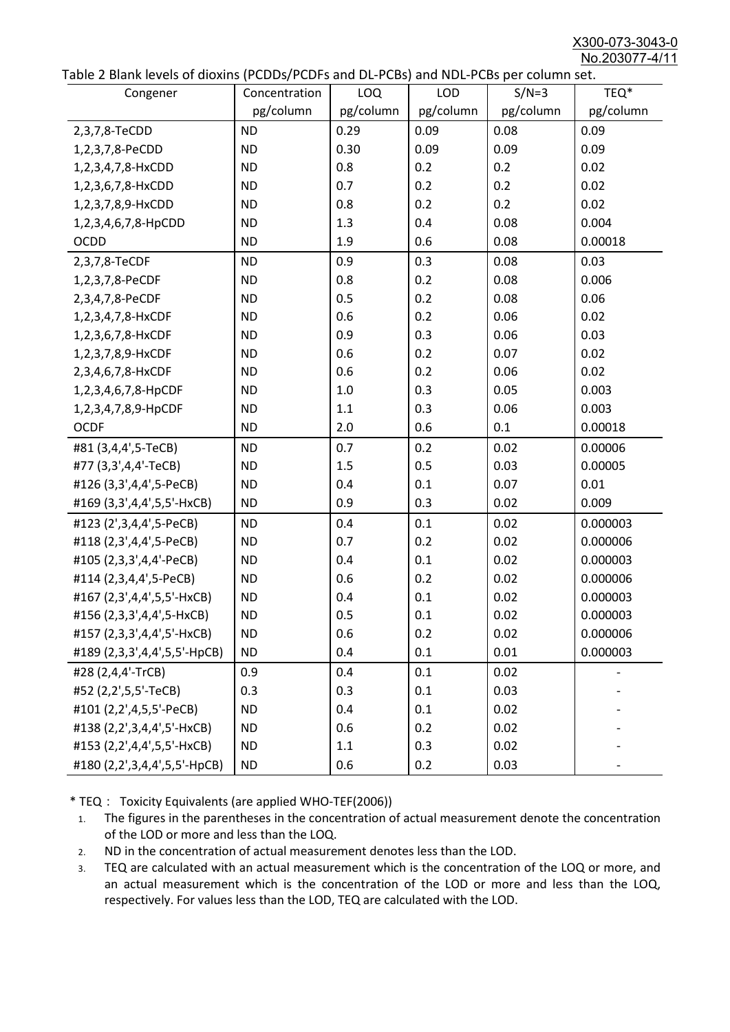Table 2 Blank levels of dioxins (PCDDs/PCDFs and DL-PCBs) and NDL-PCBs per column set.

| Congener | Concentration pg/column | LOQ pg/column | LOD pg/column | S/N=3 pg/column | TEQ* pg/column |
|---|---|---|---|---|---|
| 2,3,7,8-TeCDD | ND | 0.29 | 0.09 | 0.08 | 0.09 |
| 1,2,3,7,8-PeCDD | ND | 0.30 | 0.09 | 0.09 | 0.09 |
| 1,2,3,4,7,8-HxCDD | ND | 0.8 | 0.2 | 0.2 | 0.02 |
| 1,2,3,6,7,8-HxCDD | ND | 0.7 | 0.2 | 0.2 | 0.02 |
| 1,2,3,7,8,9-HxCDD | ND | 0.8 | 0.2 | 0.2 | 0.02 |
| 1,2,3,4,6,7,8-HpCDD | ND | 1.3 | 0.4 | 0.08 | 0.004 |
| OCDD | ND | 1.9 | 0.6 | 0.08 | 0.00018 |
| 2,3,7,8-TeCDF | ND | 0.9 | 0.3 | 0.08 | 0.03 |
| 1,2,3,7,8-PeCDF | ND | 0.8 | 0.2 | 0.08 | 0.006 |
| 2,3,4,7,8-PeCDF | ND | 0.5 | 0.2 | 0.08 | 0.06 |
| 1,2,3,4,7,8-HxCDF | ND | 0.6 | 0.2 | 0.06 | 0.02 |
| 1,2,3,6,7,8-HxCDF | ND | 0.9 | 0.3 | 0.06 | 0.03 |
| 1,2,3,7,8,9-HxCDF | ND | 0.6 | 0.2 | 0.07 | 0.02 |
| 2,3,4,6,7,8-HxCDF | ND | 0.6 | 0.2 | 0.06 | 0.02 |
| 1,2,3,4,6,7,8-HpCDF | ND | 1.0 | 0.3 | 0.05 | 0.003 |
| 1,2,3,4,7,8,9-HpCDF | ND | 1.1 | 0.3 | 0.06 | 0.003 |
| OCDF | ND | 2.0 | 0.6 | 0.1 | 0.00018 |
| #81 (3,4,4',5-TeCB) | ND | 0.7 | 0.2 | 0.02 | 0.00006 |
| #77 (3,3',4,4'-TeCB) | ND | 1.5 | 0.5 | 0.03 | 0.00005 |
| #126 (3,3',4,4',5-PeCB) | ND | 0.4 | 0.1 | 0.07 | 0.01 |
| #169 (3,3',4,4',5,5'-HxCB) | ND | 0.9 | 0.3 | 0.02 | 0.009 |
| #123 (2',3,4,4',5-PeCB) | ND | 0.4 | 0.1 | 0.02 | 0.000003 |
| #118 (2,3',4,4',5-PeCB) | ND | 0.7 | 0.2 | 0.02 | 0.000006 |
| #105 (2,3,3',4,4'-PeCB) | ND | 0.4 | 0.1 | 0.02 | 0.000003 |
| #114 (2,3,4,4',5-PeCB) | ND | 0.6 | 0.2 | 0.02 | 0.000006 |
| #167 (2,3',4,4',5,5'-HxCB) | ND | 0.4 | 0.1 | 0.02 | 0.000003 |
| #156 (2,3,3',4,4',5-HxCB) | ND | 0.5 | 0.1 | 0.02 | 0.000003 |
| #157 (2,3,3',4,4',5'-HxCB) | ND | 0.6 | 0.2 | 0.02 | 0.000006 |
| #189 (2,3,3',4,4',5,5'-HpCB) | ND | 0.4 | 0.1 | 0.01 | 0.000003 |
| #28 (2,4,4'-TrCB) | 0.9 | 0.4 | 0.1 | 0.02 | - |
| #52 (2,2',5,5'-TeCB) | 0.3 | 0.3 | 0.1 | 0.03 | - |
| #101 (2,2',4,5,5'-PeCB) | ND | 0.4 | 0.1 | 0.02 | - |
| #138 (2,2',3,4,4',5'-HxCB) | ND | 0.6 | 0.2 | 0.02 | - |
| #153 (2,2',4,4',5,5'-HxCB) | ND | 1.1 | 0.3 | 0.02 | - |
| #180 (2,2',3,4,4',5,5'-HpCB) | ND | 0.6 | 0.2 | 0.03 | - |

* TEQ： Toxicity Equivalents (are applied WHO-TEF(2006))

1. The figures in the parentheses in the concentration of actual measurement denote the concentration of the LOD or more and less than the LOQ.
2. ND in the concentration of actual measurement denotes less than the LOD.
3. TEQ are calculated with an actual measurement which is the concentration of the LOQ or more, and an actual measurement which is the concentration of the LOD or more and less than the LOQ, respectively. For values less than the LOD, TEQ are calculated with the LOD.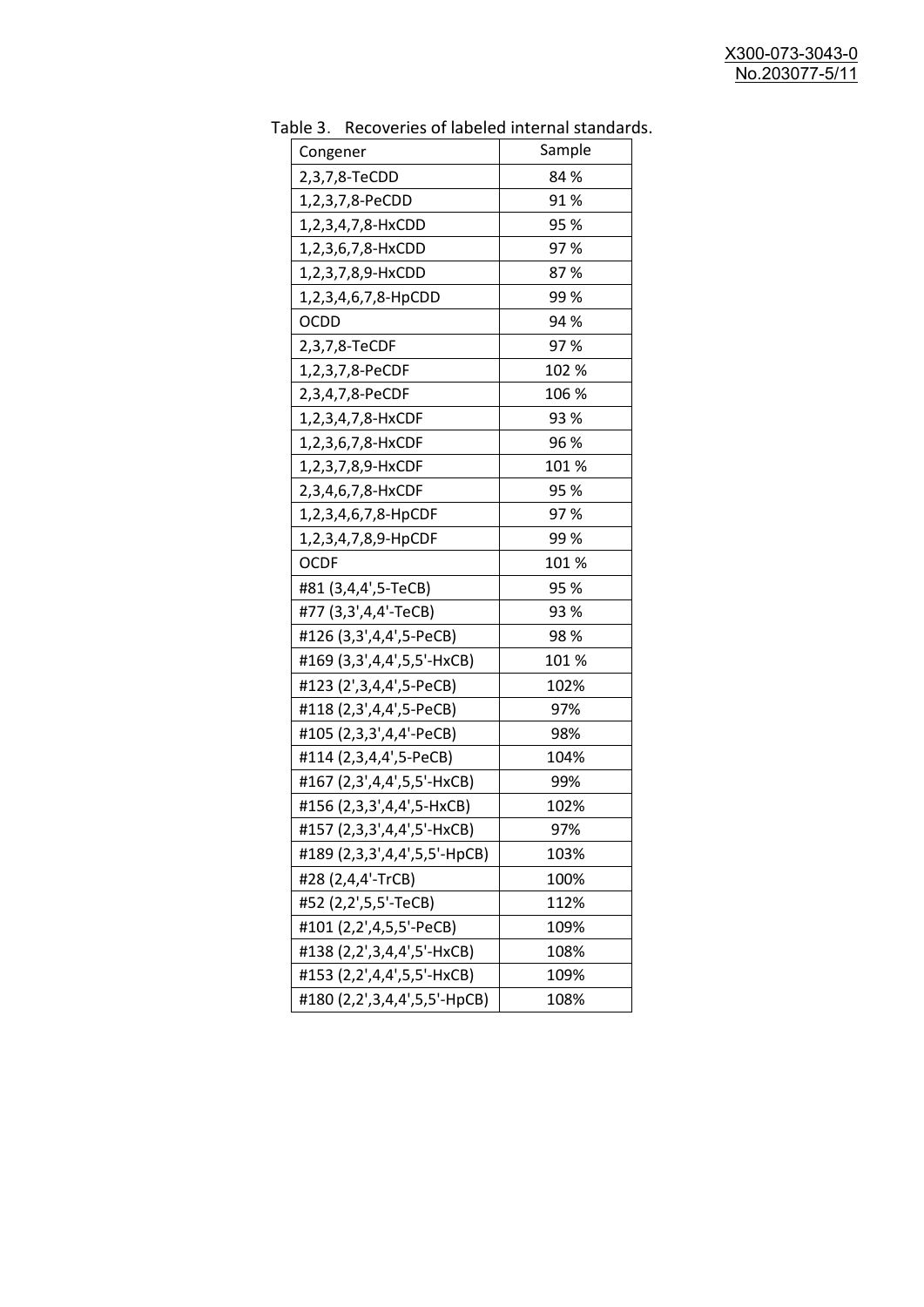Table 3. Recoveries of labeled internal standards.

| Congener | Sample |
|---|---|
| 2,3,7,8-TeCDD | 84 % |
| 1,2,3,7,8-PeCDD | 91 % |
| 1,2,3,4,7,8-HxCDD | 95 % |
| 1,2,3,6,7,8-HxCDD | 97 % |
| 1,2,3,7,8,9-HxCDD | 87 % |
| 1,2,3,4,6,7,8-HpCDD | 99 % |
| OCDD | 94 % |
| 2,3,7,8-TeCDF | 97 % |
| 1,2,3,7,8-PeCDF | 102 % |
| 2,3,4,7,8-PeCDF | 106 % |
| 1,2,3,4,7,8-HxCDF | 93 % |
| 1,2,3,6,7,8-HxCDF | 96 % |
| 1,2,3,7,8,9-HxCDF | 101 % |
| 2,3,4,6,7,8-HxCDF | 95 % |
| 1,2,3,4,6,7,8-HpCDF | 97 % |
| 1,2,3,4,7,8,9-HpCDF | 99 % |
| OCDF | 101 % |
| #81 (3,4,4',5-TeCB) | 95 % |
| #77 (3,3',4,4'-TeCB) | 93 % |
| #126 (3,3',4,4',5-PeCB) | 98 % |
| #169 (3,3',4,4',5,5'-HxCB) | 101 % |
| #123 (2',3,4,4',5-PeCB) | 102% |
| #118 (2,3',4,4',5-PeCB) | 97% |
| #105 (2,3,3',4,4'-PeCB) | 98% |
| #114 (2,3,4,4',5-PeCB) | 104% |
| #167 (2,3',4,4',5,5'-HxCB) | 99% |
| #156 (2,3,3',4,4',5-HxCB) | 102% |
| #157 (2,3,3',4,4',5'-HxCB) | 97% |
| #189 (2,3,3',4,4',5,5'-HpCB) | 103% |
| #28 (2,4,4'-TrCB) | 100% |
| #52 (2,2',5,5'-TeCB) | 112% |
| #101 (2,2',4,5,5'-PeCB) | 109% |
| #138 (2,2',3,4,4',5'-HxCB) | 108% |
| #153 (2,2',4,4',5,5'-HxCB) | 109% |
| #180 (2,2',3,4,4',5,5'-HpCB) | 108% |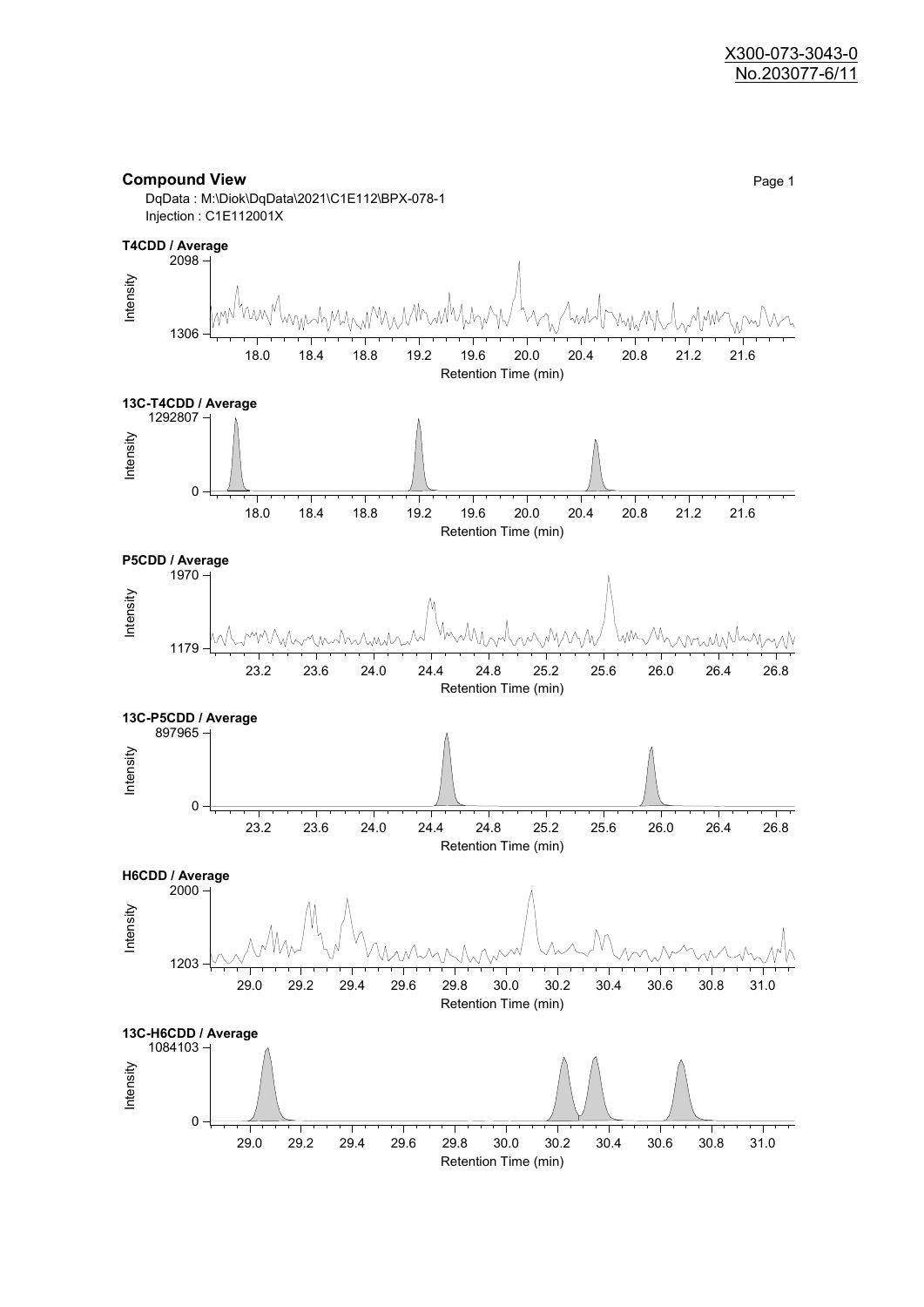X300-073-3043-0
No.203077-6/11

**Compound View**

Page 1

DqData : M:\Diok\DqData\2021\C1E112\BPX-078-1
Injection : C1E112001X

**T4CDD / Average**

Intensity
2098
1306
18.0 18.4 18.8 19.2 19.6 20.0 20.4 20.8 21.2 21.6
Retention Time (min)

**13C-T4CDD / Average**

Intensity
1292807
0
18.0 18.4 18.8 19.2 19.6 20.0 20.4 20.8 21.2 21.6
Retention Time (min)

**P5CDD / Average**

Intensity
1970
1179
23.2 23.6 24.0 24.4 24.8 25.2 25.6 26.0 26.4 26.8
Retention Time (min)

**13C-P5CDD / Average**

Intensity
897965
0
23.2 23.6 24.0 24.4 24.8 25.2 25.6 26.0 26.4 26.8
Retention Time (min)

**H6CDD / Average**

Intensity
2000
1203
29.0 29.2 29.4 29.6 29.8 30.0 30.2 30.4 30.6 30.8 31.0
Retention Time (min)

**13C-H6CDD / Average**

Intensity
1084103
0
29.0 29.2 29.4 29.6 29.8 30.0 30.2 30.4 30.6 30.8 31.0
Retention Time (min)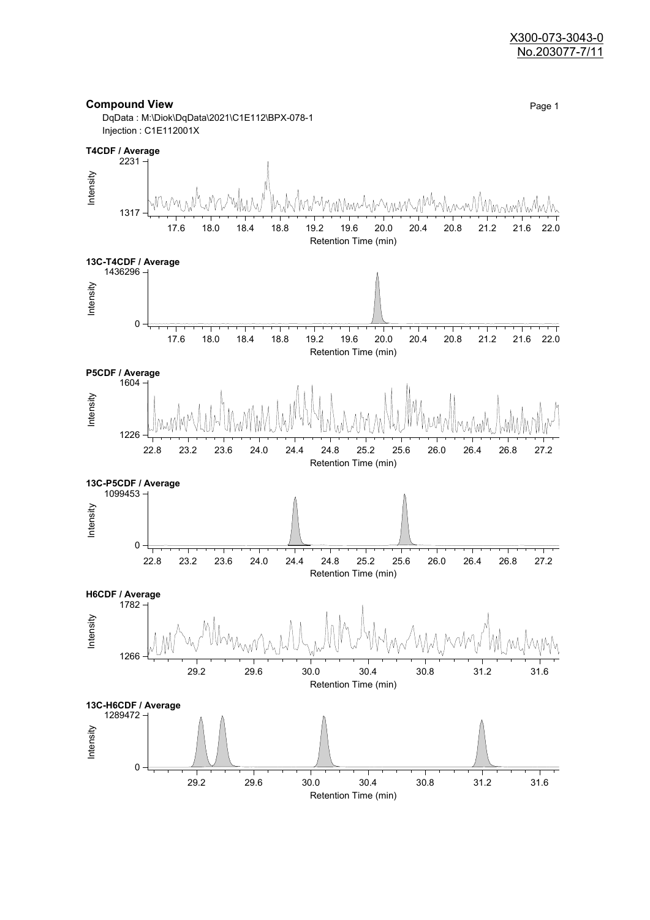X300-073-3043-0
No.203077-7/11

## Compound View

DqData : M:\Diok\DqData\2021\C1E112\BPX-078-1
Injection : C1E112001X

**T4CDF / Average**

2231
1317
Intensity
17.6 18.0 18.4 18.8 19.2 19.6 20.0 20.4 20.8 21.2 21.6 22.0
Retention Time (min)

**13C-T4CDF / Average**

1436296
0
Intensity
17.6 18.0 18.4 18.8 19.2 19.6 20.0 20.4 20.8 21.2 21.6 22.0
Retention Time (min)

**P5CDF / Average**

1604
1226
Intensity
22.8 23.2 23.6 24.0 24.4 24.8 25.2 25.6 26.0 26.4 26.8 27.2
Retention Time (min)

**13C-P5CDF / Average**

1099453
0
Intensity
22.8 23.2 23.6 24.0 24.4 24.8 25.2 25.6 26.0 26.4 26.8 27.2
Retention Time (min)

**H6CDF / Average**

1782
1266
Intensity
29.2 29.6 30.0 30.4 30.8 31.2 31.6
Retention Time (min)

**13C-H6CDF / Average**

1289472
0
Intensity
29.2 29.6 30.0 30.4 30.8 31.2 31.6
Retention Time (min)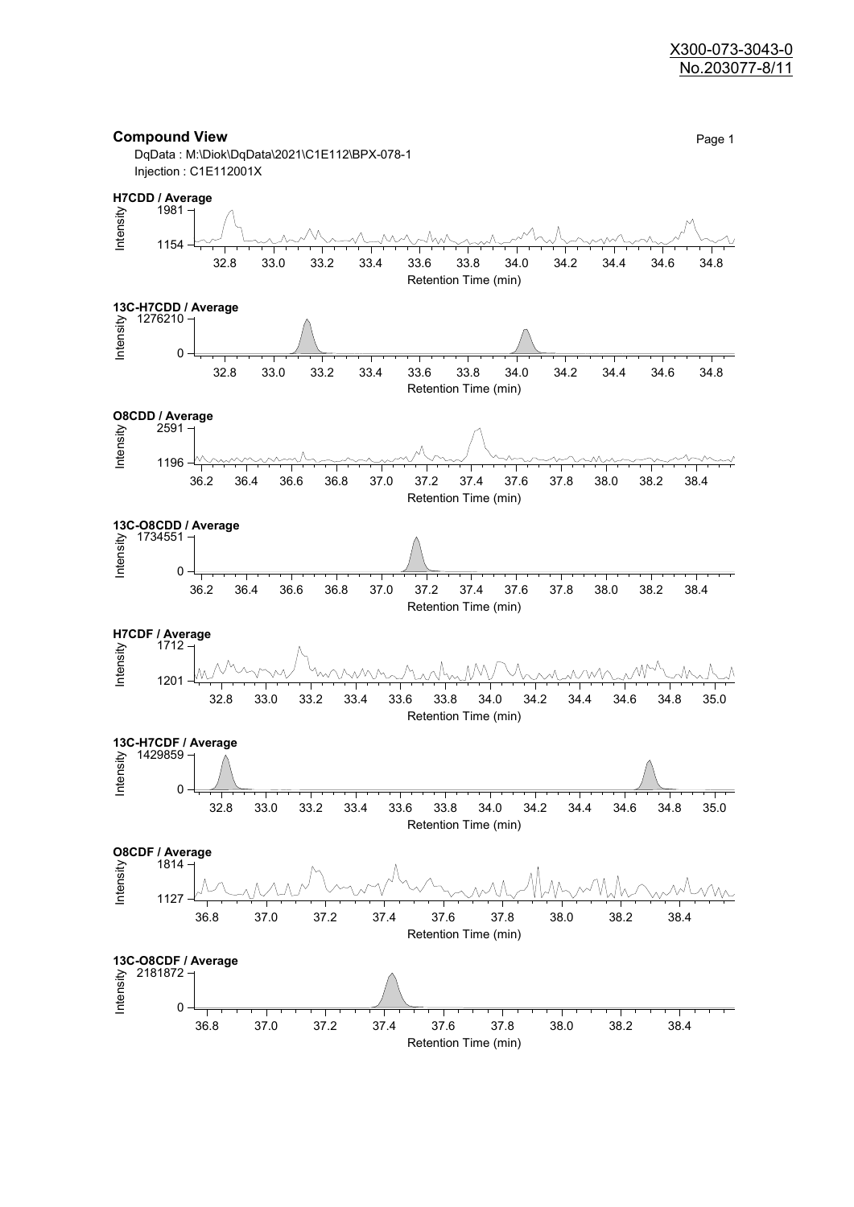X300-073-3043-0
No.203077-8/11

## Compound View

DqData : M:\Diok\DqData\2021\C1E112\BPX-078-1
Injection : C1E112001X

**H7CDD / Average**

Intensity
1981
1154
32.8 33.0 33.2 33.4 33.6 33.8 34.0 34.2 34.4 34.6 34.8
Retention Time (min)

**13C-H7CDD / Average**

Intensity
1276210
0
32.8 33.0 33.2 33.4 33.6 33.8 34.0 34.2 34.4 34.6 34.8
Retention Time (min)

**O8CDD / Average**

Intensity
2591
1196
36.2 36.4 36.6 36.8 37.0 37.2 37.4 37.6 37.8 38.0 38.2 38.4
Retention Time (min)

**13C-O8CDD / Average**

Intensity
1734551
0
36.2 36.4 36.6 36.8 37.0 37.2 37.4 37.6 37.8 38.0 38.2 38.4
Retention Time (min)

**H7CDF / Average**

Intensity
1712
1201
32.8 33.0 33.2 33.4 33.6 33.8 34.0 34.2 34.4 34.6 34.8 35.0
Retention Time (min)

**13C-H7CDF / Average**

Intensity
1429859
0
32.8 33.0 33.2 33.4 33.6 33.8 34.0 34.2 34.4 34.6 34.8 35.0
Retention Time (min)

**O8CDF / Average**

Intensity
1814
1127
36.8 37.0 37.2 37.4 37.6 37.8 38.0 38.2 38.4
Retention Time (min)

**13C-O8CDF / Average**

Intensity
2181872
0
36.8 37.0 37.2 37.4 37.6 37.8 38.0 38.2 38.4
Retention Time (min)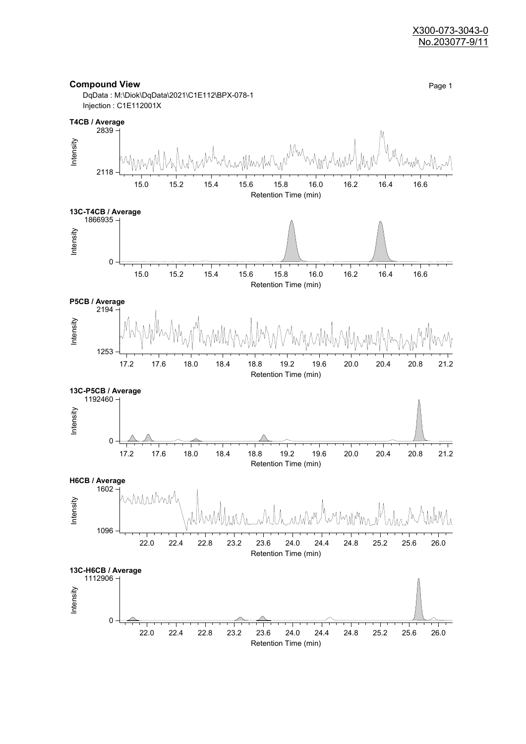X300-073-3043-0
No.203077-9/11

## Compound View

DqData : M:\Diok\DqData\2021\C1E112\BPX-078-1
Injection : C1E112001X

**T4CB / Average**

Intensity
2839
2118
15.0 15.2 15.4 15.6 15.8 16.0 16.2 16.4 16.6
Retention Time (min)

**13C-T4CB / Average**

Intensity
1866935
0
15.0 15.2 15.4 15.6 15.8 16.0 16.2 16.4 16.6
Retention Time (min)

**P5CB / Average**

Intensity
2194
1253
17.2 17.6 18.0 18.4 18.8 19.2 19.6 20.0 20.4 20.8 21.2
Retention Time (min)

**13C-P5CB / Average**

Intensity
1192460
0
17.2 17.6 18.0 18.4 18.8 19.2 19.6 20.0 20.4 20.8 21.2
Retention Time (min)

**H6CB / Average**

Intensity
1602
1096
22.0 22.4 22.8 23.2 23.6 24.0 24.4 24.8 25.2 25.6 26.0
Retention Time (min)

**13C-H6CB / Average**

Intensity
1112906
0
22.0 22.4 22.8 23.2 23.6 24.0 24.4 24.8 25.2 25.6 26.0
Retention Time (min)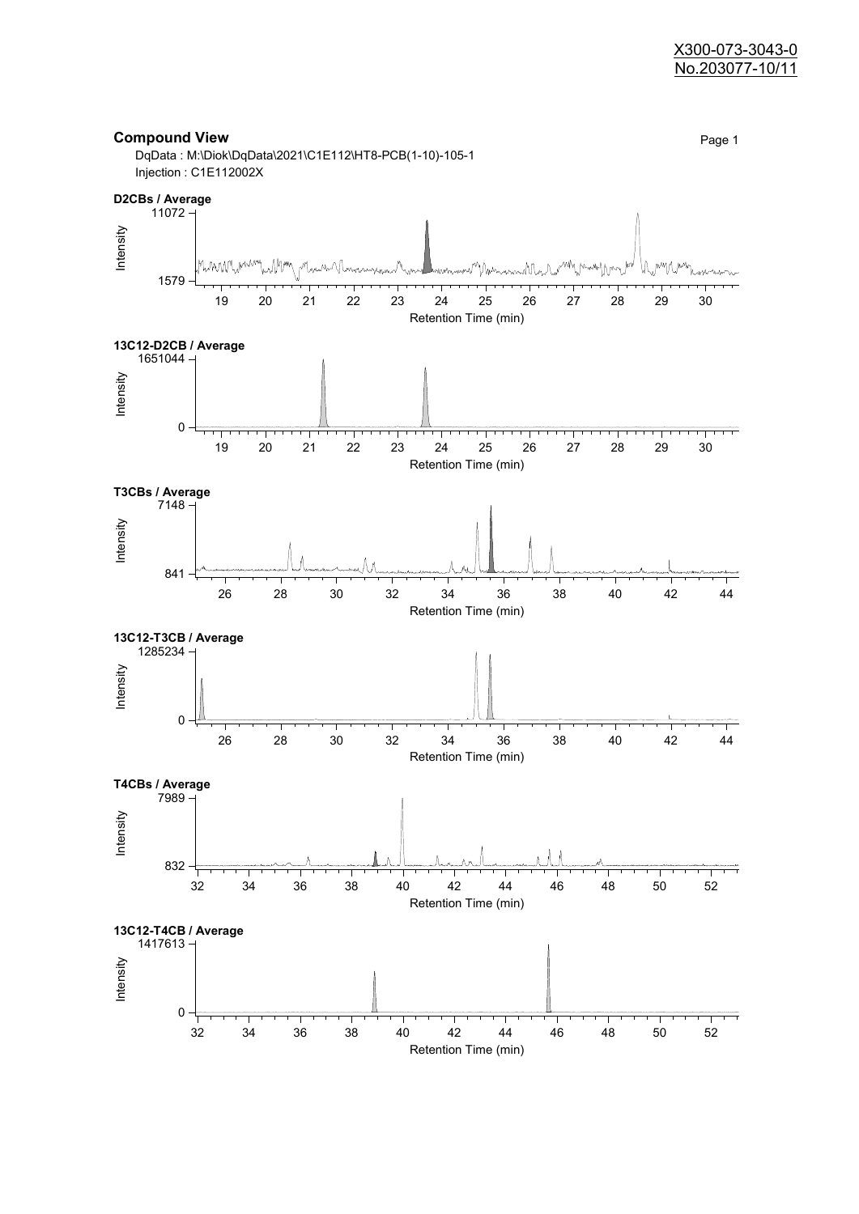X300-073-3043-0
No.203077-10/11

## Compound View

DqData : M:\Diok\DqData\2021\C1E112\HT8-PCB(1-10)-105-1
Injection : C1E112002X

**D2CBs / Average**

Intensity
11072
1579
19 20 21 22 23 24 25 26 27 28 29 30
Retention Time (min)

**13C12-D2CB / Average**

Intensity
1651044
0
19 20 21 22 23 24 25 26 27 28 29 30
Retention Time (min)

**T3CBs / Average**

Intensity
7148
841
26 28 30 32 34 36 38 40 42 44
Retention Time (min)

**13C12-T3CB / Average**

Intensity
1285234
0
26 28 30 32 34 36 38 40 42 44
Retention Time (min)

**T4CBs / Average**

Intensity
7989
832
32 34 36 38 40 42 44 46 48 50 52
Retention Time (min)

**13C12-T4CB / Average**

Intensity
1417613
0
32 34 36 38 40 42 44 46 48 50 52
Retention Time (min)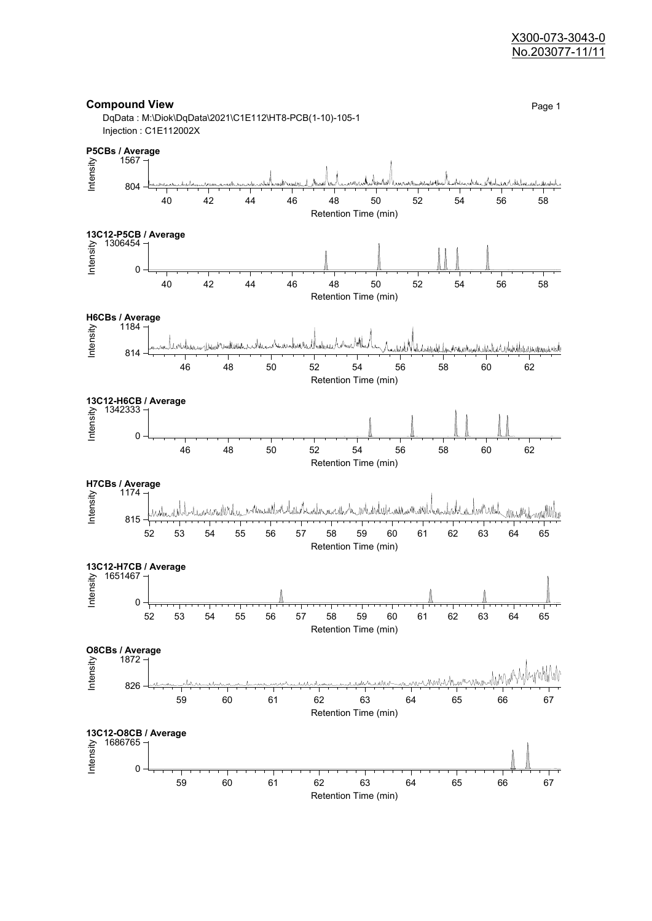X300-073-3043-0
No.203077-11/11

## Compound View

DqData : M:\Diok\DqData\2021\C1E112\HT8-PCB(1-10)-105-1
Injection : C1E112002X

**P5CBs / Average**

Intensity
1567
804
40 42 44 46 48 50 52 54 56 58
Retention Time (min)

**13C12-P5CB / Average**

Intensity
1306454
0
40 42 44 46 48 50 52 54 56 58
Retention Time (min)

**H6CBs / Average**

Intensity
1184
814
46 48 50 52 54 56 58 60 62
Retention Time (min)

**13C12-H6CB / Average**

Intensity
1342333
0
46 48 50 52 54 56 58 60 62
Retention Time (min)

**H7CBs / Average**

Intensity
1174
815
52 53 54 55 56 57 58 59 60 61 62 63 64 65
Retention Time (min)

**13C12-H7CB / Average**

Intensity
1651467
0
52 53 54 55 56 57 58 59 60 61 62 63 64 65
Retention Time (min)

**O8CBs / Average**

Intensity
1872
826
59 60 61 62 63 64 65 66 67
Retention Time (min)

**13C12-O8CB / Average**

Intensity
1686765
0
59 60 61 62 63 64 65 66 67
Retention Time (min)